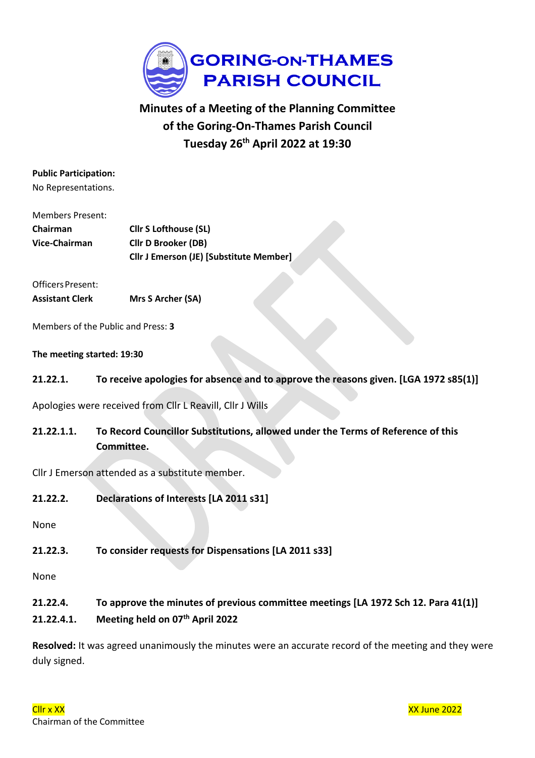# GORING-ON-THAMES PARISH COUNCIL

## Minutes of a Meeting of the Planning Committee of the Goring-On-Thames Parish Council Tuesday 26th April 2022 at 19:30

**Public Participation:**
No Representations.

Members Present:

| | |
|---|---|
| **Chairman** | **Cllr S Lofthouse (SL)** |
| **Vice-Chairman** | **Cllr D Brooker (DB)** |
| | **Cllr J Emerson (JE) [Substitute Member]** |

Officers Present:

| | |
|---|---|
| **Assistant Clerk** | **Mrs S Archer (SA)** |

Members of the Public and Press: **3**

**The meeting started: 19:30**

**21.22.1. To receive apologies for absence and to approve the reasons given. [LGA 1972 s85(1)]**

Apologies were received from Cllr L Reavill, Cllr J Wills

**21.22.1.1. To Record Councillor Substitutions, allowed under the Terms of Reference of this Committee.**

Cllr J Emerson attended as a substitute member.

**21.22.2. Declarations of Interests [LA 2011 s31]**

None

**21.22.3. To consider requests for Dispensations [LA 2011 s33]**

None

**21.22.4. To approve the minutes of previous committee meetings [LA 1972 Sch 12. Para 41(1)]**

**21.22.4.1. Meeting held on 07th April 2022**

**Resolved:** It was agreed unanimously the minutes were an accurate record of the meeting and they were duly signed.

Cllr x XX
Chairman of the Committee

XX June 2022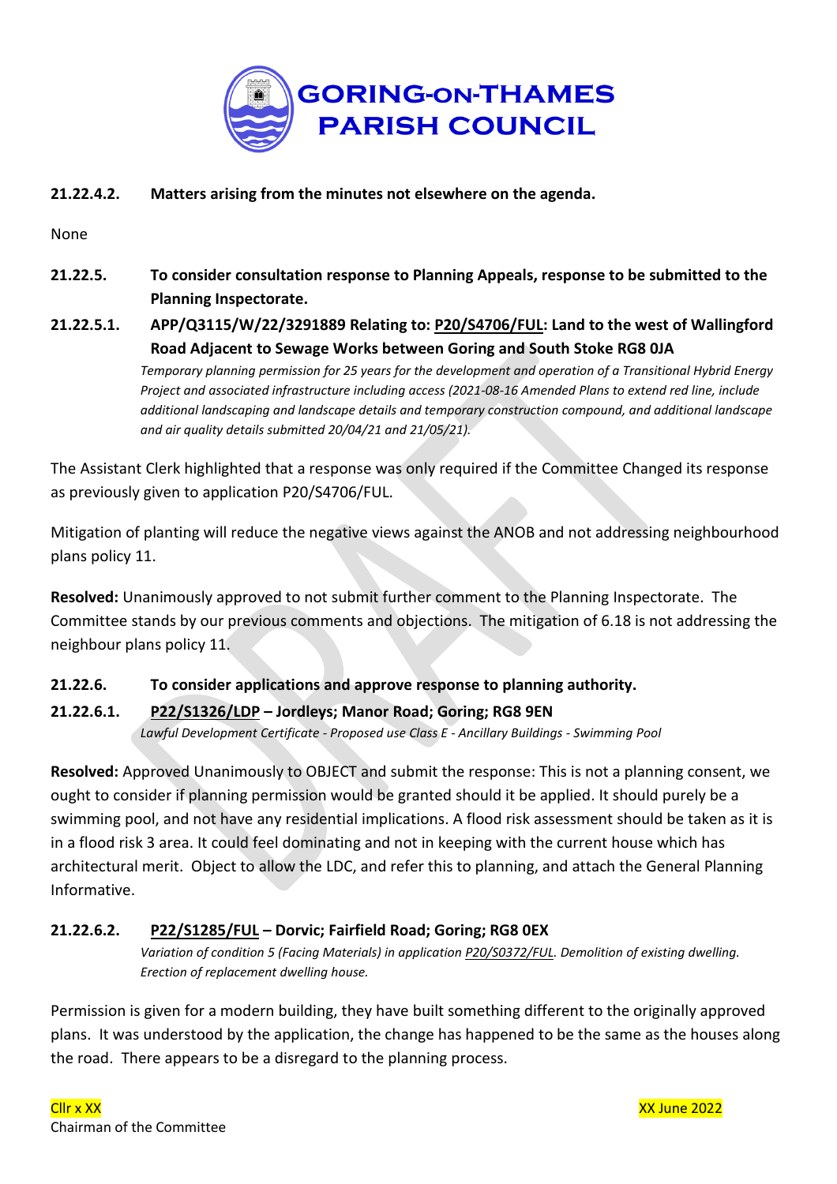**21.22.4.2. Matters arising from the minutes not elsewhere on the agenda.**

None

**21.22.5. To consider consultation response to Planning Appeals, response to be submitted to the Planning Inspectorate.**

**21.22.5.1. APP/Q3115/W/22/3291889 Relating to: P20/S4706/FUL: Land to the west of Wallingford Road Adjacent to Sewage Works between Goring and South Stoke RG8 0JA**

*Temporary planning permission for 25 years for the development and operation of a Transitional Hybrid Energy Project and associated infrastructure including access (2021-08-16 Amended Plans to extend red line, include additional landscaping and landscape details and temporary construction compound, and additional landscape and air quality details submitted 20/04/21 and 21/05/21).*

The Assistant Clerk highlighted that a response was only required if the Committee Changed its response as previously given to application P20/S4706/FUL.

Mitigation of planting will reduce the negative views against the ANOB and not addressing neighbourhood plans policy 11.

**Resolved:** Unanimously approved to not submit further comment to the Planning Inspectorate. The Committee stands by our previous comments and objections. The mitigation of 6.18 is not addressing the neighbour plans policy 11.

**21.22.6. To consider applications and approve response to planning authority.**

**21.22.6.1. P22/S1326/LDP – Jordleys; Manor Road; Goring; RG8 9EN**

*Lawful Development Certificate - Proposed use Class E - Ancillary Buildings - Swimming Pool*

**Resolved:** Approved Unanimously to OBJECT and submit the response: This is not a planning consent, we ought to consider if planning permission would be granted should it be applied. It should purely be a swimming pool, and not have any residential implications. A flood risk assessment should be taken as it is in a flood risk 3 area. It could feel dominating and not in keeping with the current house which has architectural merit. Object to allow the LDC, and refer this to planning, and attach the General Planning Informative.

**21.22.6.2. P22/S1285/FUL – Dorvic; Fairfield Road; Goring; RG8 0EX**

*Variation of condition 5 (Facing Materials) in application P20/S0372/FUL. Demolition of existing dwelling. Erection of replacement dwelling house.*

Permission is given for a modern building, they have built something different to the originally approved plans. It was understood by the application, the change has happened to be the same as the houses along the road. There appears to be a disregard to the planning process.

Cllr x XX
Chairman of the Committee

XX June 2022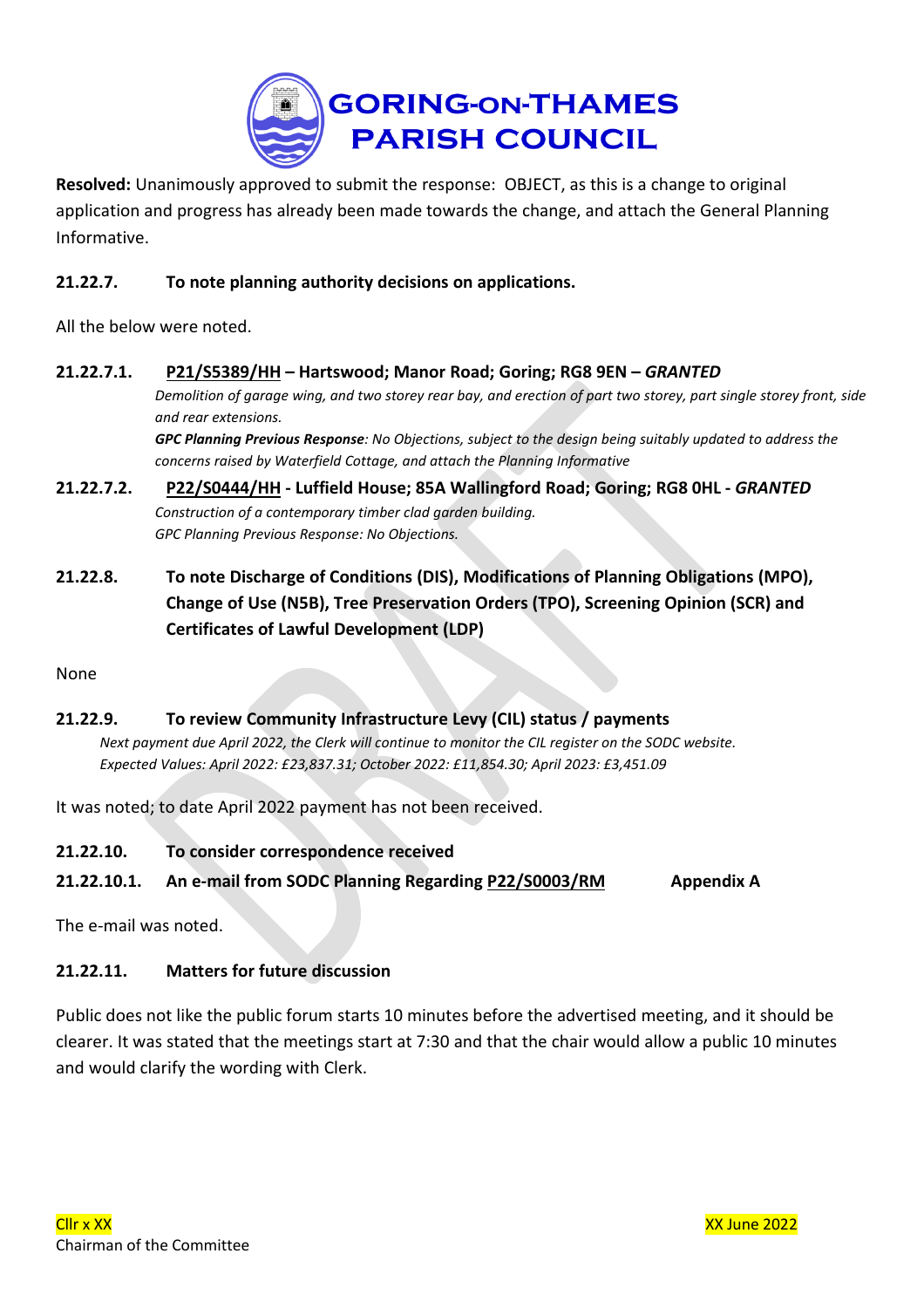**Resolved:** Unanimously approved to submit the response: OBJECT, as this is a change to original application and progress has already been made towards the change, and attach the General Planning Informative.

### 21.22.7. To note planning authority decisions on applications.

All the below were noted.

**21.22.7.1. P21/S5389/HH – Hartswood; Manor Road; Goring; RG8 9EN – *GRANTED***

*Demolition of garage wing, and two storey rear bay, and erection of part two storey, part single storey front, side and rear extensions.*

***GPC Planning Previous Response**: No Objections, subject to the design being suitably updated to address the concerns raised by Waterfield Cottage, and attach the Planning Informative*

**21.22.7.2. P22/S0444/HH - Luffield House; 85A Wallingford Road; Goring; RG8 0HL - *GRANTED***

*Construction of a contemporary timber clad garden building.*

*GPC Planning Previous Response: No Objections.*

### 21.22.8. To note Discharge of Conditions (DIS), Modifications of Planning Obligations (MPO), Change of Use (N5B), Tree Preservation Orders (TPO), Screening Opinion (SCR) and Certificates of Lawful Development (LDP)

None

### 21.22.9. To review Community Infrastructure Levy (CIL) status / payments

*Next payment due April 2022, the Clerk will continue to monitor the CIL register on the SODC website.*
*Expected Values: April 2022: £23,837.31; October 2022: £11,854.30; April 2023: £3,451.09*

It was noted; to date April 2022 payment has not been received.

### 21.22.10. To consider correspondence received

**21.22.10.1. An e-mail from SODC Planning Regarding P22/S0003/RM Appendix A**

The e-mail was noted.

### 21.22.11. Matters for future discussion

Public does not like the public forum starts 10 minutes before the advertised meeting, and it should be clearer. It was stated that the meetings start at 7:30 and that the chair would allow a public 10 minutes and would clarify the wording with Clerk.

Cllr x XX
Chairman of the Committee

XX June 2022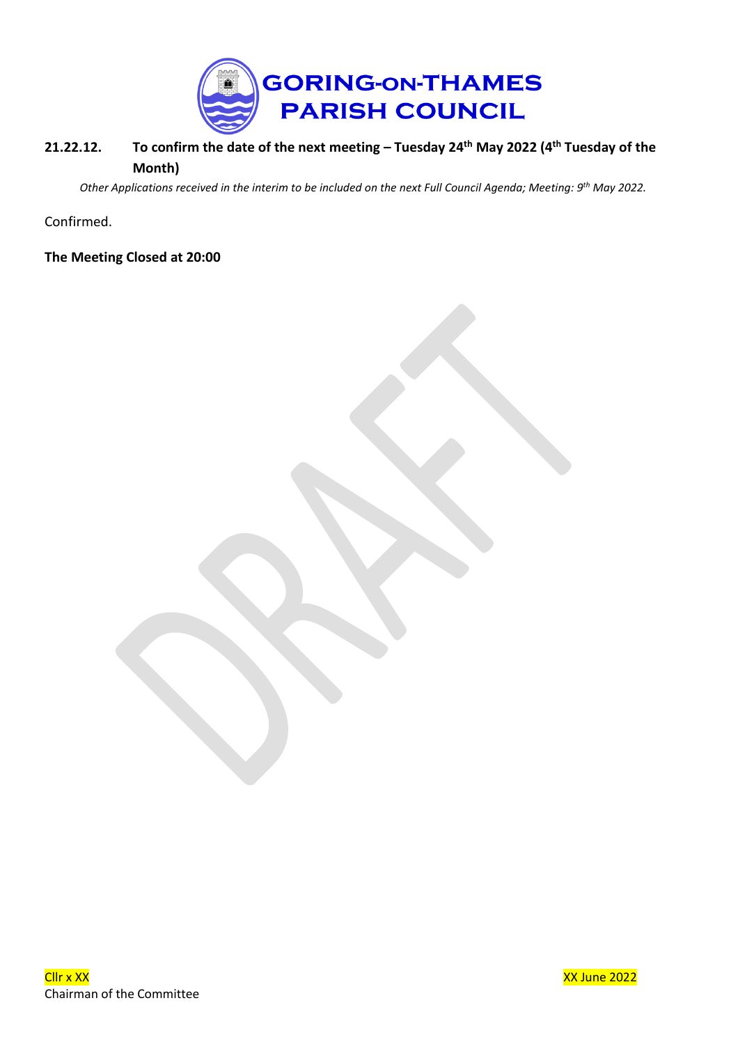**21.22.12. To confirm the date of the next meeting – Tuesday 24th May 2022 (4th Tuesday of the Month)**

*Other Applications received in the interim to be included on the next Full Council Agenda; Meeting: 9th May 2022.*

Confirmed.

**The Meeting Closed at 20:00**

Cllr x XX XX June 2022

Chairman of the Committee